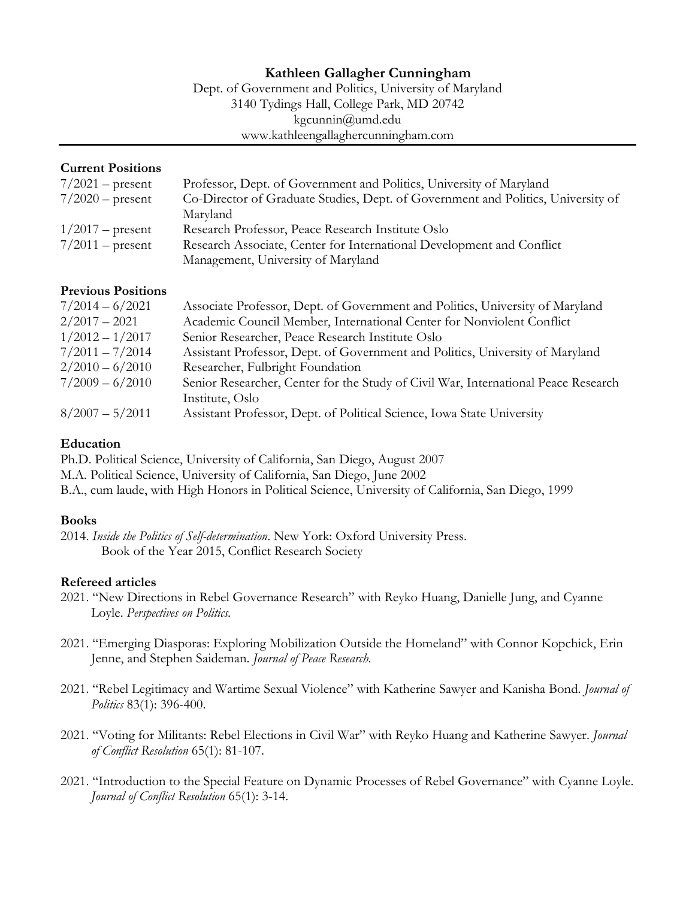# Kathleen Gallagher Cunningham

Dept. of Government and Politics, University of Maryland
3140 Tydings Hall, College Park, MD 20742
kgcunnin@umd.edu
www.kathleengallaghercunningham.com

---

## Current Positions

| | |
|---|---|
| 7/2021 – present | Professor, Dept. of Government and Politics, University of Maryland |
| 7/2020 – present | Co-Director of Graduate Studies, Dept. of Government and Politics, University of Maryland |
| 1/2017 – present | Research Professor, Peace Research Institute Oslo |
| 7/2011 – present | Research Associate, Center for International Development and Conflict Management, University of Maryland |

## Previous Positions

| | |
|---|---|
| 7/2014 – 6/2021 | Associate Professor, Dept. of Government and Politics, University of Maryland |
| 2/2017 – 2021 | Academic Council Member, International Center for Nonviolent Conflict |
| 1/2012 – 1/2017 | Senior Researcher, Peace Research Institute Oslo |
| 7/2011 – 7/2014 | Assistant Professor, Dept. of Government and Politics, University of Maryland |
| 2/2010 – 6/2010 | Researcher, Fulbright Foundation |
| 7/2009 – 6/2010 | Senior Researcher, Center for the Study of Civil War, International Peace Research Institute, Oslo |
| 8/2007 – 5/2011 | Assistant Professor, Dept. of Political Science, Iowa State University |

## Education

Ph.D. Political Science, University of California, San Diego, August 2007
M.A. Political Science, University of California, San Diego, June 2002
B.A., cum laude, with High Honors in Political Science, University of California, San Diego, 1999

## Books

2014. *Inside the Politics of Self-determination*. New York: Oxford University Press.
Book of the Year 2015, Conflict Research Society

## Refereed articles

2021. "New Directions in Rebel Governance Research" with Reyko Huang, Danielle Jung, and Cyanne Loyle. *Perspectives on Politics.*

2021. "Emerging Diasporas: Exploring Mobilization Outside the Homeland" with Connor Kopchick, Erin Jenne, and Stephen Saideman. *Journal of Peace Research.*

2021. "Rebel Legitimacy and Wartime Sexual Violence" with Katherine Sawyer and Kanisha Bond. *Journal of Politics* 83(1): 396-400.

2021. "Voting for Militants: Rebel Elections in Civil War" with Reyko Huang and Katherine Sawyer. *Journal of Conflict Resolution* 65(1): 81-107.

2021. "Introduction to the Special Feature on Dynamic Processes of Rebel Governance" with Cyanne Loyle. *Journal of Conflict Resolution* 65(1): 3-14.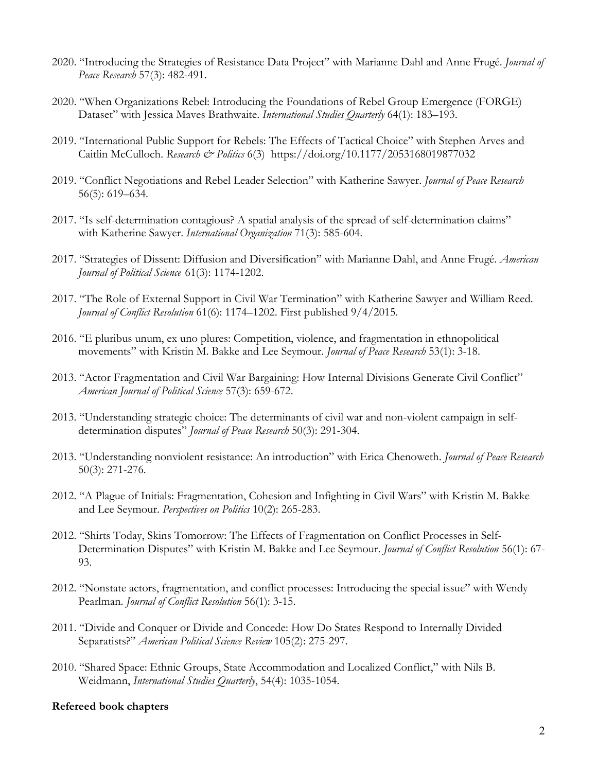2020. "Introducing the Strategies of Resistance Data Project" with Marianne Dahl and Anne Frugé. *Journal of Peace Research* 57(3): 482-491.

2020. "When Organizations Rebel: Introducing the Foundations of Rebel Group Emergence (FORGE) Dataset" with Jessica Maves Brathwaite. *International Studies Quarterly* 64(1): 183–193.

2019. "International Public Support for Rebels: The Effects of Tactical Choice" with Stephen Arves and Caitlin McCulloch. *Research & Politics* 6(3) https://doi.org/10.1177/2053168019877032

2019. "Conflict Negotiations and Rebel Leader Selection" with Katherine Sawyer. *Journal of Peace Research* 56(5): 619–634.

2017. "Is self-determination contagious? A spatial analysis of the spread of self-determination claims" with Katherine Sawyer. *International Organization* 71(3): 585-604.

2017. "Strategies of Dissent: Diffusion and Diversification" with Marianne Dahl, and Anne Frugé. *American Journal of Political Science* 61(3): 1174-1202.

2017. "The Role of External Support in Civil War Termination" with Katherine Sawyer and William Reed. *Journal of Conflict Resolution* 61(6): 1174–1202. First published 9/4/2015.

2016. "E pluribus unum, ex uno plures: Competition, violence, and fragmentation in ethnopolitical movements" with Kristin M. Bakke and Lee Seymour. *Journal of Peace Research* 53(1): 3-18.

2013. "Actor Fragmentation and Civil War Bargaining: How Internal Divisions Generate Civil Conflict" *American Journal of Political Science* 57(3): 659-672.

2013. "Understanding strategic choice: The determinants of civil war and non-violent campaign in self-determination disputes" *Journal of Peace Research* 50(3): 291-304.

2013. "Understanding nonviolent resistance: An introduction" with Erica Chenoweth. *Journal of Peace Research* 50(3): 271-276.

2012. "A Plague of Initials: Fragmentation, Cohesion and Infighting in Civil Wars" with Kristin M. Bakke and Lee Seymour. *Perspectives on Politics* 10(2): 265-283.

2012. "Shirts Today, Skins Tomorrow: The Effects of Fragmentation on Conflict Processes in Self-Determination Disputes" with Kristin M. Bakke and Lee Seymour. *Journal of Conflict Resolution* 56(1): 67-93.

2012. "Nonstate actors, fragmentation, and conflict processes: Introducing the special issue" with Wendy Pearlman. *Journal of Conflict Resolution* 56(1): 3-15.

2011. "Divide and Conquer or Divide and Concede: How Do States Respond to Internally Divided Separatists?" *American Political Science Review* 105(2): 275-297.

2010. "Shared Space: Ethnic Groups, State Accommodation and Localized Conflict," with Nils B. Weidmann, *International Studies Quarterly*, 54(4): 1035-1054.

**Refereed book chapters**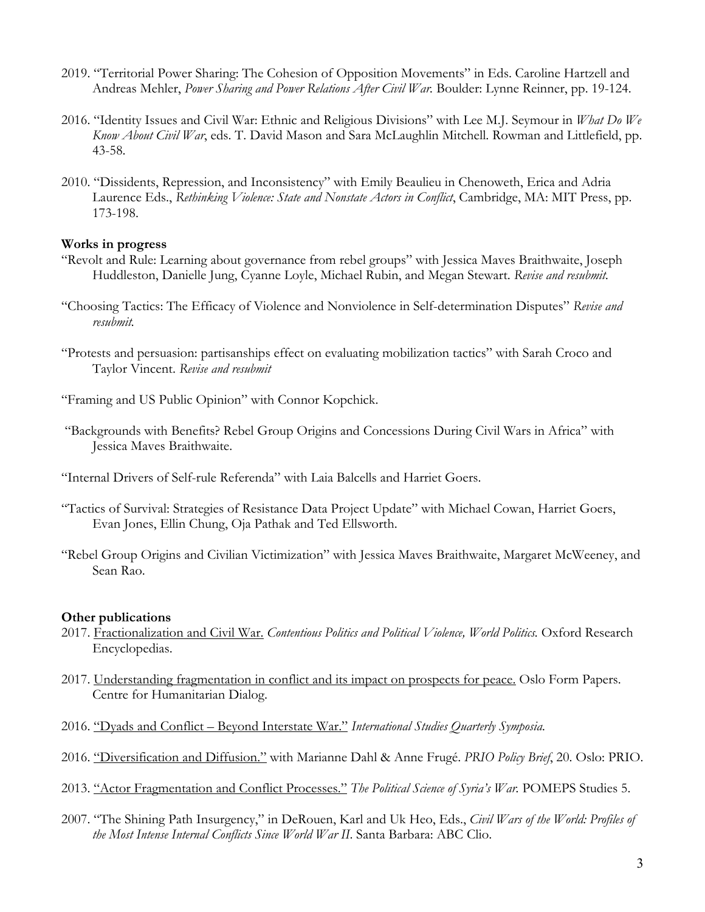2019. "Territorial Power Sharing: The Cohesion of Opposition Movements" in Eds. Caroline Hartzell and Andreas Mehler, *Power Sharing and Power Relations After Civil War.* Boulder: Lynne Reinner, pp. 19-124.

2016. "Identity Issues and Civil War: Ethnic and Religious Divisions" with Lee M.J. Seymour in *What Do We Know About Civil War*, eds. T. David Mason and Sara McLaughlin Mitchell. Rowman and Littlefield, pp. 43-58.

2010. "Dissidents, Repression, and Inconsistency" with Emily Beaulieu in Chenoweth, Erica and Adria Laurence Eds., *Rethinking Violence: State and Nonstate Actors in Conflict*, Cambridge, MA: MIT Press, pp. 173-198.

**Works in progress**

"Revolt and Rule: Learning about governance from rebel groups" with Jessica Maves Braithwaite, Joseph Huddleston, Danielle Jung, Cyanne Loyle, Michael Rubin, and Megan Stewart. *Revise and resubmit.*

"Choosing Tactics: The Efficacy of Violence and Nonviolence in Self-determination Disputes" *Revise and resubmit.*

"Protests and persuasion: partisanships effect on evaluating mobilization tactics" with Sarah Croco and Taylor Vincent. *Revise and resubmit*

"Framing and US Public Opinion" with Connor Kopchick.

"Backgrounds with Benefits? Rebel Group Origins and Concessions During Civil Wars in Africa" with Jessica Maves Braithwaite.

"Internal Drivers of Self-rule Referenda" with Laia Balcells and Harriet Goers.

"Tactics of Survival: Strategies of Resistance Data Project Update" with Michael Cowan, Harriet Goers, Evan Jones, Ellin Chung, Oja Pathak and Ted Ellsworth.

"Rebel Group Origins and Civilian Victimization" with Jessica Maves Braithwaite, Margaret McWeeney, and Sean Rao.

**Other publications**

2017. Fractionalization and Civil War. *Contentious Politics and Political Violence, World Politics.* Oxford Research Encyclopedias.

2017. Understanding fragmentation in conflict and its impact on prospects for peace. Oslo Form Papers. Centre for Humanitarian Dialog.

2016. "Dyads and Conflict – Beyond Interstate War." *International Studies Quarterly Symposia.*

2016. "Diversification and Diffusion." with Marianne Dahl & Anne Frugé. *PRIO Policy Brief*, 20. Oslo: PRIO.

2013. "Actor Fragmentation and Conflict Processes." *The Political Science of Syria's War.* POMEPS Studies 5.

2007. "The Shining Path Insurgency," in DeRouen, Karl and Uk Heo, Eds., *Civil Wars of the World: Profiles of the Most Intense Internal Conflicts Since World War II*. Santa Barbara: ABC Clio.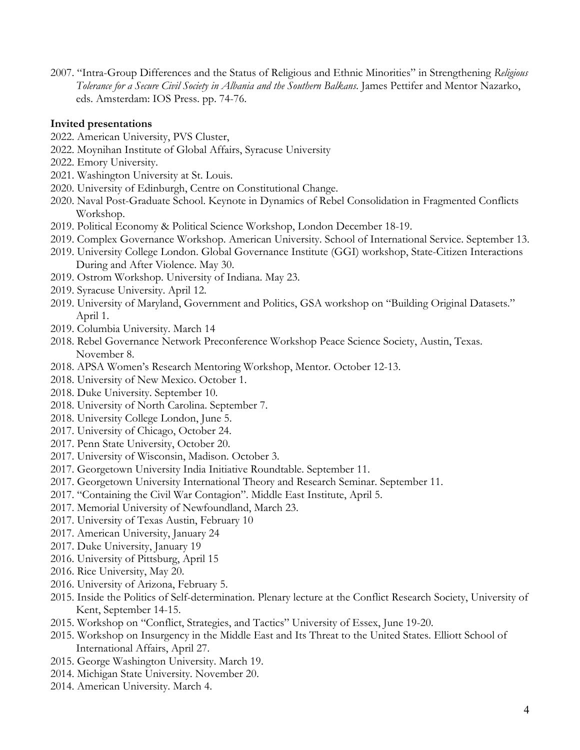2007. "Intra-Group Differences and the Status of Religious and Ethnic Minorities" in Strengthening *Religious Tolerance for a Secure Civil Society in Albania and the Southern Balkans*. James Pettifer and Mentor Nazarko, eds. Amsterdam: IOS Press. pp. 74-76.

**Invited presentations**

2022. American University, PVS Cluster,
2022. Moynihan Institute of Global Affairs, Syracuse University
2022. Emory University.
2021. Washington University at St. Louis.
2020. University of Edinburgh, Centre on Constitutional Change.
2020. Naval Post-Graduate School. Keynote in Dynamics of Rebel Consolidation in Fragmented Conflicts Workshop.
2019. Political Economy & Political Science Workshop, London December 18-19.
2019. Complex Governance Workshop. American University. School of International Service. September 13.
2019. University College London. Global Governance Institute (GGI) workshop, State-Citizen Interactions During and After Violence. May 30.
2019. Ostrom Workshop. University of Indiana. May 23.
2019. Syracuse University. April 12.
2019. University of Maryland, Government and Politics, GSA workshop on "Building Original Datasets." April 1.
2019. Columbia University. March 14
2018. Rebel Governance Network Preconference Workshop Peace Science Society, Austin, Texas. November 8.
2018. APSA Women's Research Mentoring Workshop, Mentor. October 12-13.
2018. University of New Mexico. October 1.
2018. Duke University. September 10.
2018. University of North Carolina. September 7.
2018. University College London, June 5.
2017. University of Chicago, October 24.
2017. Penn State University, October 20.
2017. University of Wisconsin, Madison. October 3.
2017. Georgetown University India Initiative Roundtable. September 11.
2017. Georgetown University International Theory and Research Seminar. September 11.
2017. "Containing the Civil War Contagion". Middle East Institute, April 5.
2017. Memorial University of Newfoundland, March 23.
2017. University of Texas Austin, February 10
2017. American University, January 24
2017. Duke University, January 19
2016. University of Pittsburg, April 15
2016. Rice University, May 20.
2016. University of Arizona, February 5.
2015. Inside the Politics of Self-determination. Plenary lecture at the Conflict Research Society, University of Kent, September 14-15.
2015. Workshop on "Conflict, Strategies, and Tactics" University of Essex, June 19-20.
2015. Workshop on Insurgency in the Middle East and Its Threat to the United States. Elliott School of International Affairs, April 27.
2015. George Washington University. March 19.
2014. Michigan State University. November 20.
2014. American University. March 4.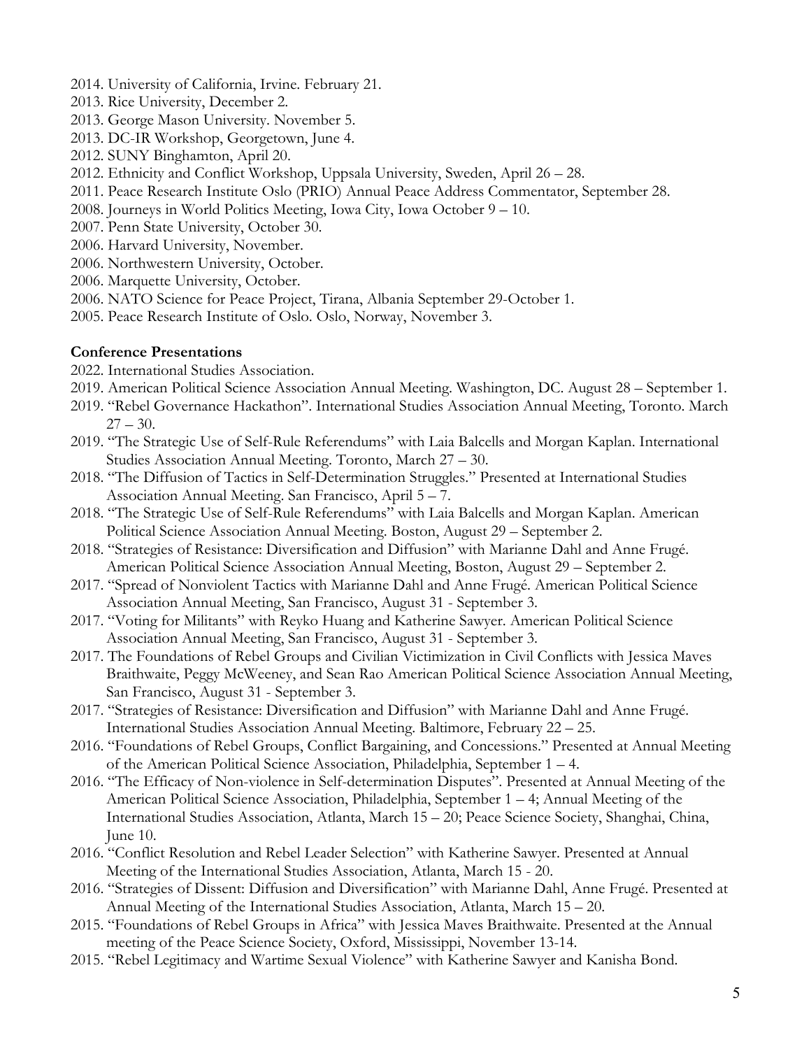2014. University of California, Irvine. February 21.
2013. Rice University, December 2.
2013. George Mason University. November 5.
2013. DC-IR Workshop, Georgetown, June 4.
2012. SUNY Binghamton, April 20.
2012. Ethnicity and Conflict Workshop, Uppsala University, Sweden, April 26 – 28.
2011. Peace Research Institute Oslo (PRIO) Annual Peace Address Commentator, September 28.
2008. Journeys in World Politics Meeting, Iowa City, Iowa October 9 – 10.
2007. Penn State University, October 30.
2006. Harvard University, November.
2006. Northwestern University, October.
2006. Marquette University, October.
2006. NATO Science for Peace Project, Tirana, Albania September 29-October 1.
2005. Peace Research Institute of Oslo. Oslo, Norway, November 3.

**Conference Presentations**

2022. International Studies Association.
2019. American Political Science Association Annual Meeting. Washington, DC. August 28 – September 1.
2019. "Rebel Governance Hackathon". International Studies Association Annual Meeting, Toronto. March 27 – 30.
2019. "The Strategic Use of Self-Rule Referendums" with Laia Balcells and Morgan Kaplan. International Studies Association Annual Meeting. Toronto, March 27 – 30.
2018. "The Diffusion of Tactics in Self-Determination Struggles." Presented at International Studies Association Annual Meeting. San Francisco, April 5 – 7.
2018. "The Strategic Use of Self-Rule Referendums" with Laia Balcells and Morgan Kaplan. American Political Science Association Annual Meeting. Boston, August 29 – September 2.
2018. "Strategies of Resistance: Diversification and Diffusion" with Marianne Dahl and Anne Frugé. American Political Science Association Annual Meeting, Boston, August 29 – September 2.
2017. "Spread of Nonviolent Tactics with Marianne Dahl and Anne Frugé. American Political Science Association Annual Meeting, San Francisco, August 31 - September 3.
2017. "Voting for Militants" with Reyko Huang and Katherine Sawyer. American Political Science Association Annual Meeting, San Francisco, August 31 - September 3.
2017. The Foundations of Rebel Groups and Civilian Victimization in Civil Conflicts with Jessica Maves Braithwaite, Peggy McWeeney, and Sean Rao American Political Science Association Annual Meeting, San Francisco, August 31 - September 3.
2017. "Strategies of Resistance: Diversification and Diffusion" with Marianne Dahl and Anne Frugé. International Studies Association Annual Meeting. Baltimore, February 22 – 25.
2016. "Foundations of Rebel Groups, Conflict Bargaining, and Concessions." Presented at Annual Meeting of the American Political Science Association, Philadelphia, September 1 – 4.
2016. "The Efficacy of Non-violence in Self-determination Disputes". Presented at Annual Meeting of the American Political Science Association, Philadelphia, September 1 – 4; Annual Meeting of the International Studies Association, Atlanta, March 15 – 20; Peace Science Society, Shanghai, China, June 10.
2016. "Conflict Resolution and Rebel Leader Selection" with Katherine Sawyer. Presented at Annual Meeting of the International Studies Association, Atlanta, March 15 - 20.
2016. "Strategies of Dissent: Diffusion and Diversification" with Marianne Dahl, Anne Frugé. Presented at Annual Meeting of the International Studies Association, Atlanta, March 15 – 20.
2015. "Foundations of Rebel Groups in Africa" with Jessica Maves Braithwaite. Presented at the Annual meeting of the Peace Science Society, Oxford, Mississippi, November 13-14.
2015. "Rebel Legitimacy and Wartime Sexual Violence" with Katherine Sawyer and Kanisha Bond.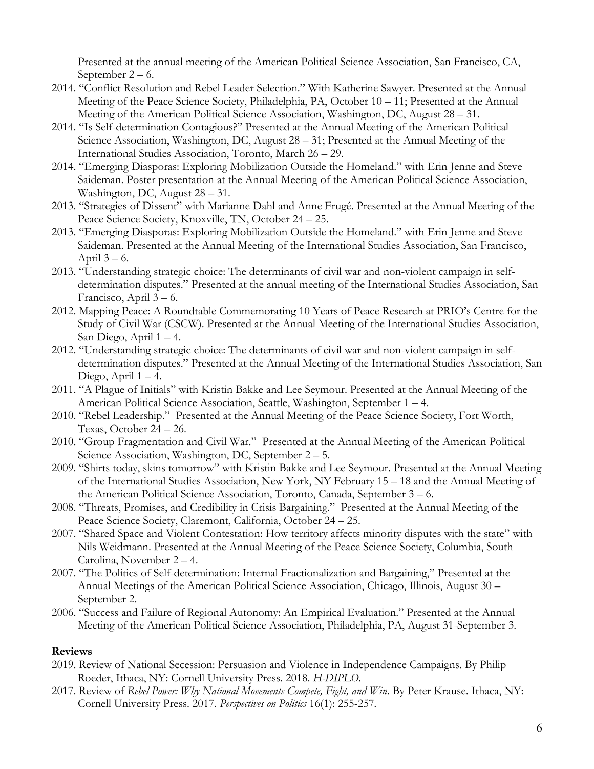Presented at the annual meeting of the American Political Science Association, San Francisco, CA, September 2 – 6.

2014. "Conflict Resolution and Rebel Leader Selection." With Katherine Sawyer. Presented at the Annual Meeting of the Peace Science Society, Philadelphia, PA, October 10 – 11; Presented at the Annual Meeting of the American Political Science Association, Washington, DC, August 28 – 31.

2014. "Is Self-determination Contagious?" Presented at the Annual Meeting of the American Political Science Association, Washington, DC, August 28 – 31; Presented at the Annual Meeting of the International Studies Association, Toronto, March 26 – 29.

2014. "Emerging Diasporas: Exploring Mobilization Outside the Homeland." with Erin Jenne and Steve Saideman. Poster presentation at the Annual Meeting of the American Political Science Association, Washington, DC, August 28 – 31.

2013. "Strategies of Dissent" with Marianne Dahl and Anne Frugé. Presented at the Annual Meeting of the Peace Science Society, Knoxville, TN, October 24 – 25.

2013. "Emerging Diasporas: Exploring Mobilization Outside the Homeland." with Erin Jenne and Steve Saideman. Presented at the Annual Meeting of the International Studies Association, San Francisco, April 3 – 6.

2013. "Understanding strategic choice: The determinants of civil war and non-violent campaign in self-determination disputes." Presented at the annual meeting of the International Studies Association, San Francisco, April 3 – 6.

2012. Mapping Peace: A Roundtable Commemorating 10 Years of Peace Research at PRIO's Centre for the Study of Civil War (CSCW). Presented at the Annual Meeting of the International Studies Association, San Diego, April 1 – 4.

2012. "Understanding strategic choice: The determinants of civil war and non-violent campaign in self-determination disputes." Presented at the Annual Meeting of the International Studies Association, San Diego, April 1 – 4.

2011. "A Plague of Initials" with Kristin Bakke and Lee Seymour. Presented at the Annual Meeting of the American Political Science Association, Seattle, Washington, September 1 – 4.

2010. "Rebel Leadership." Presented at the Annual Meeting of the Peace Science Society, Fort Worth, Texas, October 24 – 26.

2010. "Group Fragmentation and Civil War." Presented at the Annual Meeting of the American Political Science Association, Washington, DC, September 2 – 5.

2009. "Shirts today, skins tomorrow" with Kristin Bakke and Lee Seymour. Presented at the Annual Meeting of the International Studies Association, New York, NY February 15 – 18 and the Annual Meeting of the American Political Science Association, Toronto, Canada, September 3 – 6.

2008. "Threats, Promises, and Credibility in Crisis Bargaining." Presented at the Annual Meeting of the Peace Science Society, Claremont, California, October 24 – 25.

2007. "Shared Space and Violent Contestation: How territory affects minority disputes with the state" with Nils Weidmann. Presented at the Annual Meeting of the Peace Science Society, Columbia, South Carolina, November 2 – 4.

2007. "The Politics of Self-determination: Internal Fractionalization and Bargaining," Presented at the Annual Meetings of the American Political Science Association, Chicago, Illinois, August 30 – September 2.

2006. "Success and Failure of Regional Autonomy: An Empirical Evaluation." Presented at the Annual Meeting of the American Political Science Association, Philadelphia, PA, August 31-September 3.

**Reviews**

2019. Review of National Secession: Persuasion and Violence in Independence Campaigns. By Philip Roeder, Ithaca, NY: Cornell University Press. 2018. *H-DIPLO*.

2017. Review of *Rebel Power: Why National Movements Compete, Fight, and Win*. By Peter Krause. Ithaca, NY: Cornell University Press. 2017. *Perspectives on Politics* 16(1): 255-257.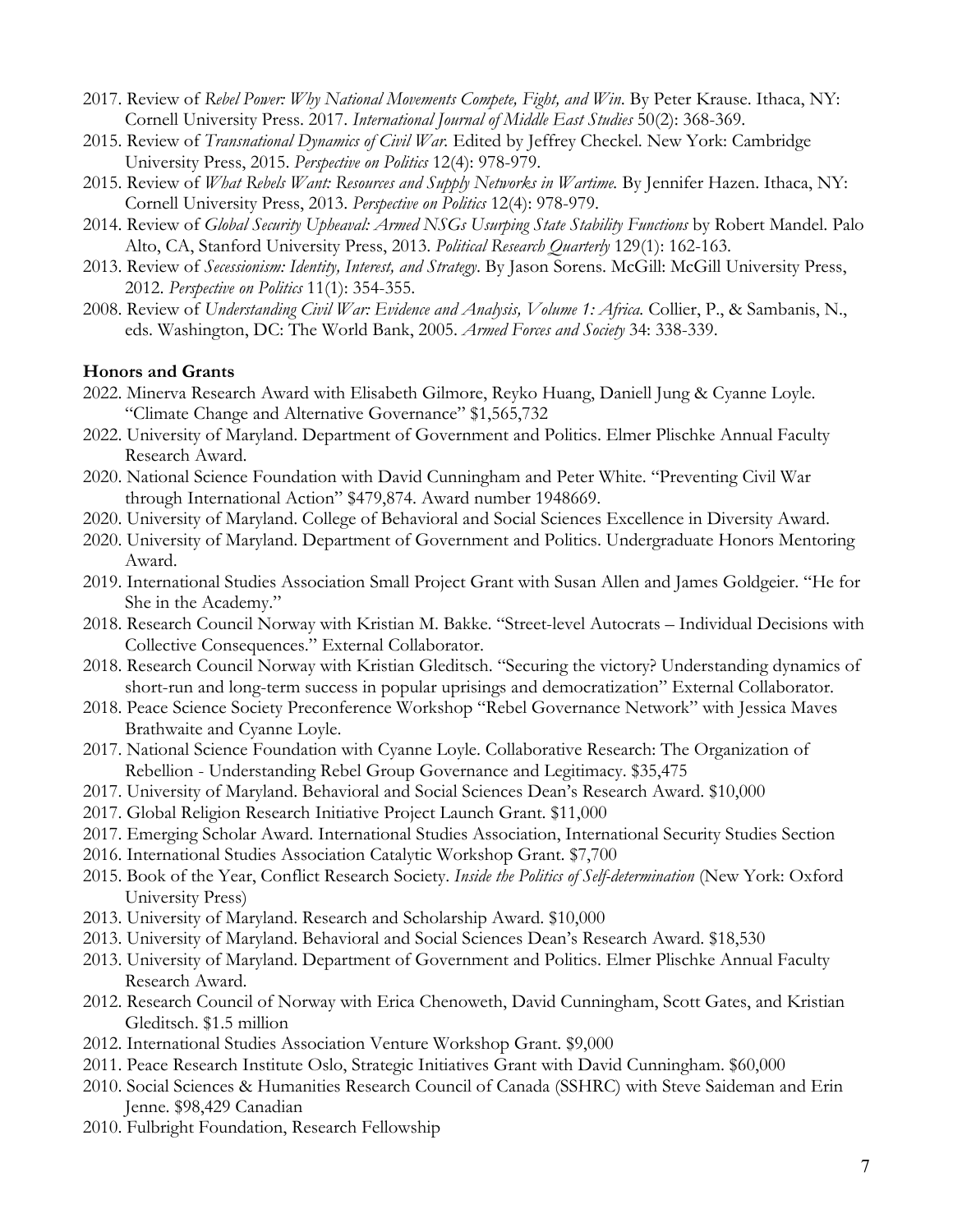2017. Review of *Rebel Power: Why National Movements Compete, Fight, and Win*. By Peter Krause. Ithaca, NY: Cornell University Press. 2017. *International Journal of Middle East Studies* 50(2): 368-369.

2015. Review of *Transnational Dynamics of Civil War.* Edited by Jeffrey Checkel. New York: Cambridge University Press, 2015. *Perspective on Politics* 12(4): 978-979.

2015. Review of *What Rebels Want: Resources and Supply Networks in Wartime.* By Jennifer Hazen. Ithaca, NY: Cornell University Press, 2013. *Perspective on Politics* 12(4): 978-979.

2014. Review of *Global Security Upheaval: Armed NSGs Usurping State Stability Functions* by Robert Mandel. Palo Alto, CA, Stanford University Press, 2013. *Political Research Quarterly* 129(1): 162-163.

2013. Review of *Secessionism: Identity, Interest, and Strategy*. By Jason Sorens. McGill: McGill University Press, 2012. *Perspective on Politics* 11(1): 354-355.

2008. Review of *Understanding Civil War: Evidence and Analysis, Volume 1: Africa.* Collier, P., & Sambanis, N., eds. Washington, DC: The World Bank, 2005. *Armed Forces and Society* 34: 338-339.

**Honors and Grants**

2022. Minerva Research Award with Elisabeth Gilmore, Reyko Huang, Daniell Jung & Cyanne Loyle. "Climate Change and Alternative Governance" $1,565,732

2022. University of Maryland. Department of Government and Politics. Elmer Plischke Annual Faculty Research Award.

2020. National Science Foundation with David Cunningham and Peter White. "Preventing Civil War through International Action" $479,874. Award number 1948669.

2020. University of Maryland. College of Behavioral and Social Sciences Excellence in Diversity Award.

2020. University of Maryland. Department of Government and Politics. Undergraduate Honors Mentoring Award.

2019. International Studies Association Small Project Grant with Susan Allen and James Goldgeier. "He for She in the Academy."

2018. Research Council Norway with Kristian M. Bakke. "Street-level Autocrats – Individual Decisions with Collective Consequences." External Collaborator.

2018. Research Council Norway with Kristian Gleditsch. "Securing the victory? Understanding dynamics of short-run and long-term success in popular uprisings and democratization" External Collaborator.

2018. Peace Science Society Preconference Workshop "Rebel Governance Network" with Jessica Maves Brathwaite and Cyanne Loyle.

2017. National Science Foundation with Cyanne Loyle. Collaborative Research: The Organization of Rebellion - Understanding Rebel Group Governance and Legitimacy. $35,475

2017. University of Maryland. Behavioral and Social Sciences Dean's Research Award. $10,000

2017. Global Religion Research Initiative Project Launch Grant. $11,000

2017. Emerging Scholar Award. International Studies Association, International Security Studies Section

2016. International Studies Association Catalytic Workshop Grant. $7,700

2015. Book of the Year, Conflict Research Society. *Inside the Politics of Self-determination* (New York: Oxford University Press)

2013. University of Maryland. Research and Scholarship Award. $10,000

2013. University of Maryland. Behavioral and Social Sciences Dean's Research Award. $18,530

2013. University of Maryland. Department of Government and Politics. Elmer Plischke Annual Faculty Research Award.

2012. Research Council of Norway with Erica Chenoweth, David Cunningham, Scott Gates, and Kristian Gleditsch. $1.5 million

2012. International Studies Association Venture Workshop Grant. $9,000

2011. Peace Research Institute Oslo, Strategic Initiatives Grant with David Cunningham. $60,000

2010. Social Sciences & Humanities Research Council of Canada (SSHRC) with Steve Saideman and Erin Jenne. $98,429 Canadian

2010. Fulbright Foundation, Research Fellowship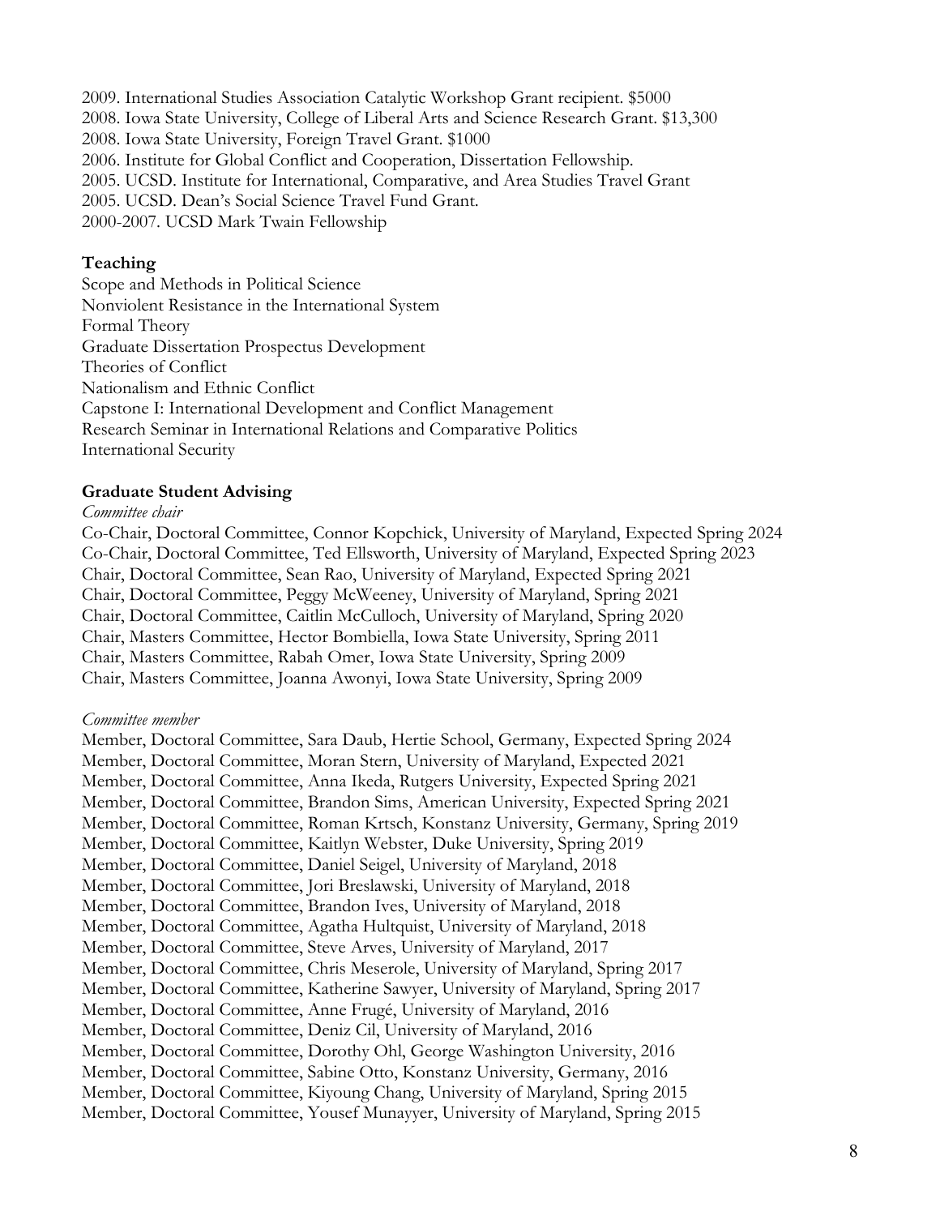2009. International Studies Association Catalytic Workshop Grant recipient. $5000
2008. Iowa State University, College of Liberal Arts and Science Research Grant. $13,300
2008. Iowa State University, Foreign Travel Grant. $1000
2006. Institute for Global Conflict and Cooperation, Dissertation Fellowship.
2005. UCSD. Institute for International, Comparative, and Area Studies Travel Grant
2005. UCSD. Dean's Social Science Travel Fund Grant.
2000-2007. UCSD Mark Twain Fellowship

**Teaching**

Scope and Methods in Political Science
Nonviolent Resistance in the International System
Formal Theory
Graduate Dissertation Prospectus Development
Theories of Conflict
Nationalism and Ethnic Conflict
Capstone I: International Development and Conflict Management
Research Seminar in International Relations and Comparative Politics
International Security

**Graduate Student Advising**

*Committee chair*

Co-Chair, Doctoral Committee, Connor Kopchick, University of Maryland, Expected Spring 2024
Co-Chair, Doctoral Committee, Ted Ellsworth, University of Maryland, Expected Spring 2023
Chair, Doctoral Committee, Sean Rao, University of Maryland, Expected Spring 2021
Chair, Doctoral Committee, Peggy McWeeney, University of Maryland, Spring 2021
Chair, Doctoral Committee, Caitlin McCulloch, University of Maryland, Spring 2020
Chair, Masters Committee, Hector Bombiella, Iowa State University, Spring 2011
Chair, Masters Committee, Rabah Omer, Iowa State University, Spring 2009
Chair, Masters Committee, Joanna Awonyi, Iowa State University, Spring 2009

*Committee member*

Member, Doctoral Committee, Sara Daub, Hertie School, Germany, Expected Spring 2024
Member, Doctoral Committee, Moran Stern, University of Maryland, Expected 2021
Member, Doctoral Committee, Anna Ikeda, Rutgers University, Expected Spring 2021
Member, Doctoral Committee, Brandon Sims, American University, Expected Spring 2021
Member, Doctoral Committee, Roman Krtsch, Konstanz University, Germany, Spring 2019
Member, Doctoral Committee, Kaitlyn Webster, Duke University, Spring 2019
Member, Doctoral Committee, Daniel Seigel, University of Maryland, 2018
Member, Doctoral Committee, Jori Breslawski, University of Maryland, 2018
Member, Doctoral Committee, Brandon Ives, University of Maryland, 2018
Member, Doctoral Committee, Agatha Hultquist, University of Maryland, 2018
Member, Doctoral Committee, Steve Arves, University of Maryland, 2017
Member, Doctoral Committee, Chris Meserole, University of Maryland, Spring 2017
Member, Doctoral Committee, Katherine Sawyer, University of Maryland, Spring 2017
Member, Doctoral Committee, Anne Frugé, University of Maryland, 2016
Member, Doctoral Committee, Deniz Cil, University of Maryland, 2016
Member, Doctoral Committee, Dorothy Ohl, George Washington University, 2016
Member, Doctoral Committee, Sabine Otto, Konstanz University, Germany, 2016
Member, Doctoral Committee, Kiyoung Chang, University of Maryland, Spring 2015
Member, Doctoral Committee, Yousef Munayyer, University of Maryland, Spring 2015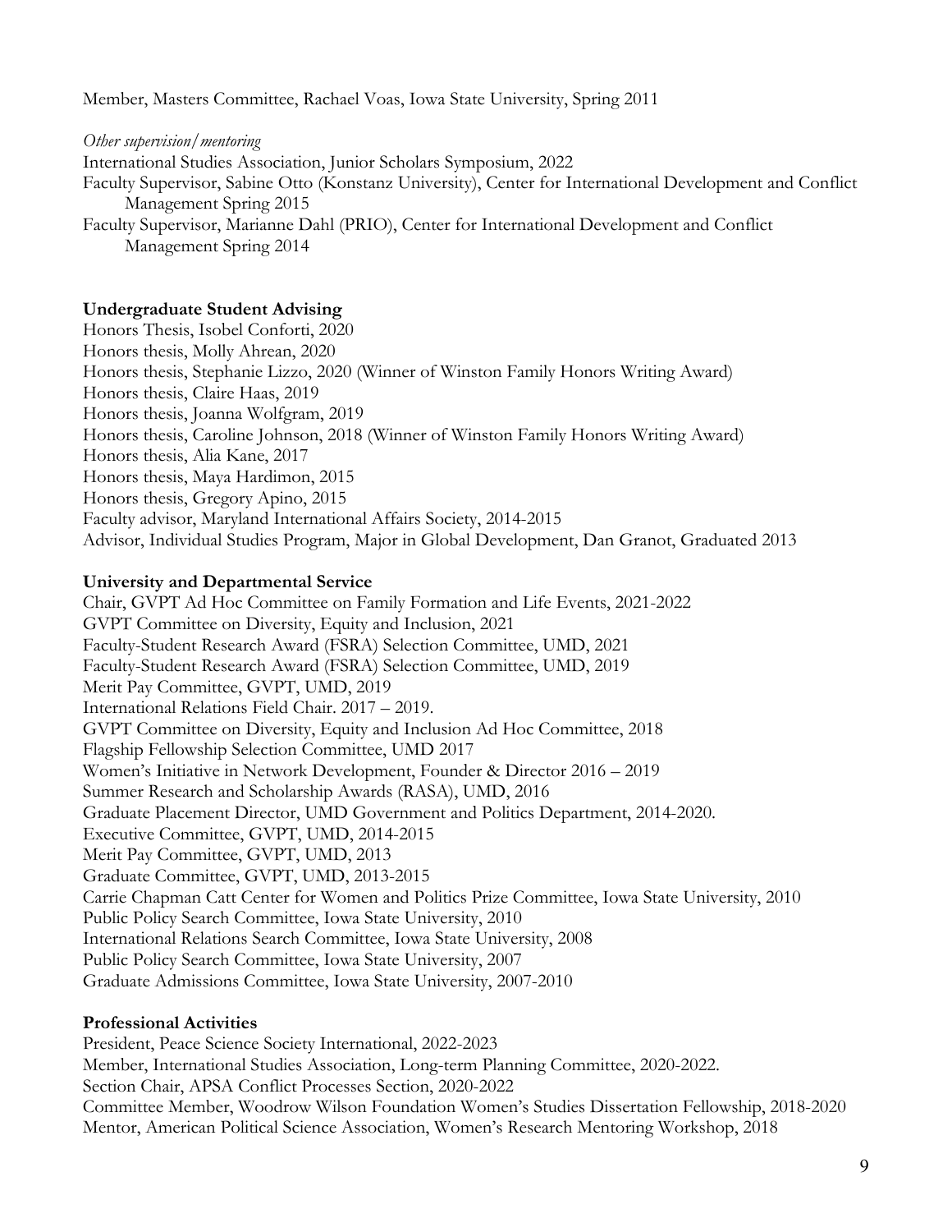Member, Masters Committee, Rachael Voas, Iowa State University, Spring 2011

*Other supervision/mentoring*

International Studies Association, Junior Scholars Symposium, 2022

Faculty Supervisor, Sabine Otto (Konstanz University), Center for International Development and Conflict Management Spring 2015

Faculty Supervisor, Marianne Dahl (PRIO), Center for International Development and Conflict Management Spring 2014

**Undergraduate Student Advising**

Honors Thesis, Isobel Conforti, 2020
Honors thesis, Molly Ahrean, 2020
Honors thesis, Stephanie Lizzo, 2020 (Winner of Winston Family Honors Writing Award)
Honors thesis, Claire Haas, 2019
Honors thesis, Joanna Wolfgram, 2019
Honors thesis, Caroline Johnson, 2018 (Winner of Winston Family Honors Writing Award)
Honors thesis, Alia Kane, 2017
Honors thesis, Maya Hardimon, 2015
Honors thesis, Gregory Apino, 2015
Faculty advisor, Maryland International Affairs Society, 2014-2015
Advisor, Individual Studies Program, Major in Global Development, Dan Granot, Graduated 2013

**University and Departmental Service**

Chair, GVPT Ad Hoc Committee on Family Formation and Life Events, 2021-2022
GVPT Committee on Diversity, Equity and Inclusion, 2021
Faculty-Student Research Award (FSRA) Selection Committee, UMD, 2021
Faculty-Student Research Award (FSRA) Selection Committee, UMD, 2019
Merit Pay Committee, GVPT, UMD, 2019
International Relations Field Chair. 2017 – 2019.
GVPT Committee on Diversity, Equity and Inclusion Ad Hoc Committee, 2018
Flagship Fellowship Selection Committee, UMD 2017
Women's Initiative in Network Development, Founder & Director 2016 – 2019
Summer Research and Scholarship Awards (RASA), UMD, 2016
Graduate Placement Director, UMD Government and Politics Department, 2014-2020.
Executive Committee, GVPT, UMD, 2014-2015
Merit Pay Committee, GVPT, UMD, 2013
Graduate Committee, GVPT, UMD, 2013-2015
Carrie Chapman Catt Center for Women and Politics Prize Committee, Iowa State University, 2010
Public Policy Search Committee, Iowa State University, 2010
International Relations Search Committee, Iowa State University, 2008
Public Policy Search Committee, Iowa State University, 2007
Graduate Admissions Committee, Iowa State University, 2007-2010

**Professional Activities**

President, Peace Science Society International, 2022-2023
Member, International Studies Association, Long-term Planning Committee, 2020-2022.
Section Chair, APSA Conflict Processes Section, 2020-2022
Committee Member, Woodrow Wilson Foundation Women's Studies Dissertation Fellowship, 2018-2020
Mentor, American Political Science Association, Women's Research Mentoring Workshop, 2018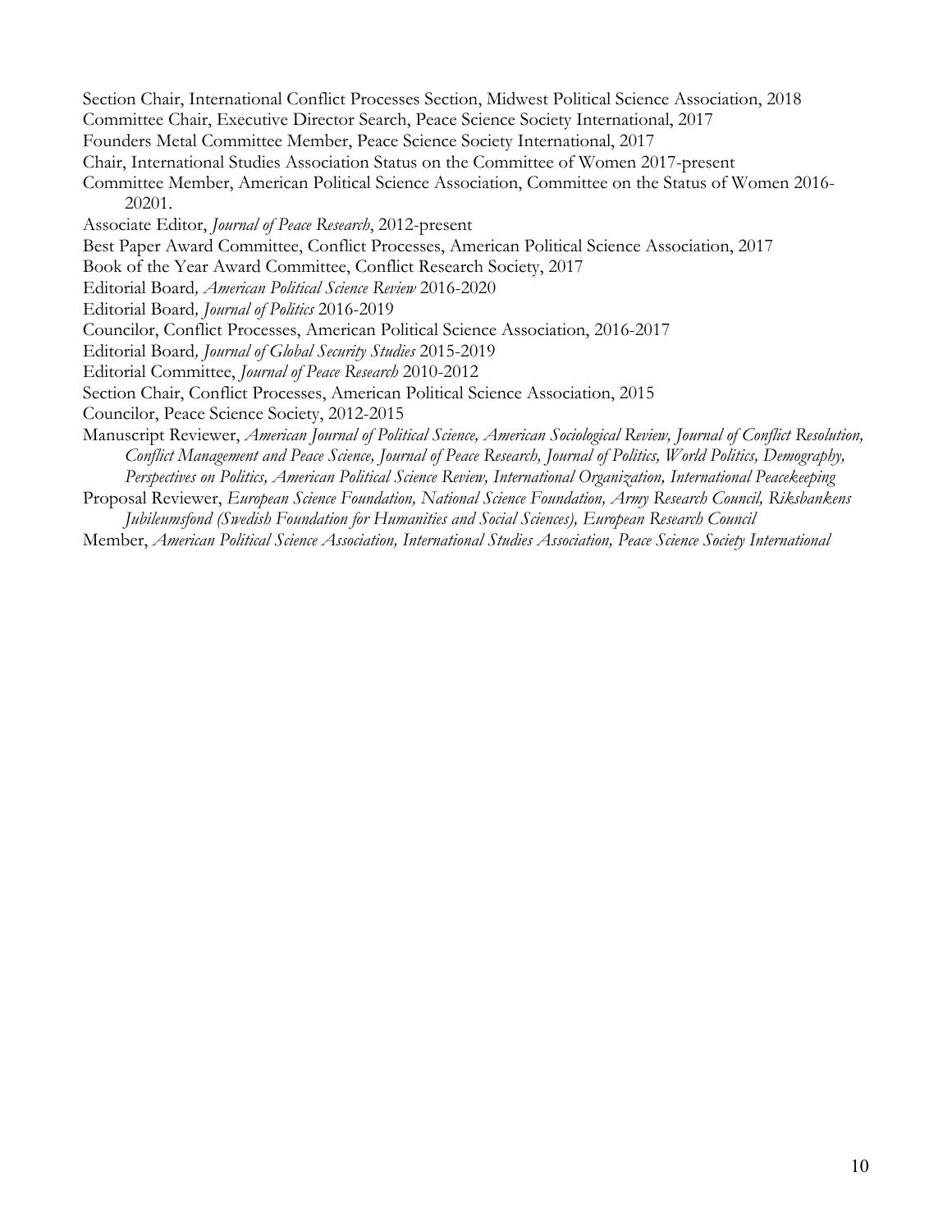Section Chair, International Conflict Processes Section, Midwest Political Science Association, 2018
Committee Chair, Executive Director Search, Peace Science Society International, 2017
Founders Metal Committee Member, Peace Science Society International, 2017
Chair, International Studies Association Status on the Committee of Women 2017-present
Committee Member, American Political Science Association, Committee on the Status of Women 2016-20201.
Associate Editor, *Journal of Peace Research*, 2012-present
Best Paper Award Committee, Conflict Processes, American Political Science Association, 2017
Book of the Year Award Committee, Conflict Research Society, 2017
Editorial Board, *American Political Science Review* 2016-2020
Editorial Board, *Journal of Politics* 2016-2019
Councilor, Conflict Processes, American Political Science Association, 2016-2017
Editorial Board, *Journal of Global Security Studies* 2015-2019
Editorial Committee, *Journal of Peace Research* 2010-2012
Section Chair, Conflict Processes, American Political Science Association, 2015
Councilor, Peace Science Society, 2012-2015
Manuscript Reviewer, *American Journal of Political Science, American Sociological Review, Journal of Conflict Resolution, Conflict Management and Peace Science, Journal of Peace Research, Journal of Politics, World Politics, Demography, Perspectives on Politics, American Political Science Review, International Organization, International Peacekeeping*
Proposal Reviewer, *European Science Foundation, National Science Foundation, Army Research Council, Riksbankens Jubileumsfond (Swedish Foundation for Humanities and Social Sciences), European Research Council*
Member, *American Political Science Association, International Studies Association, Peace Science Society International*